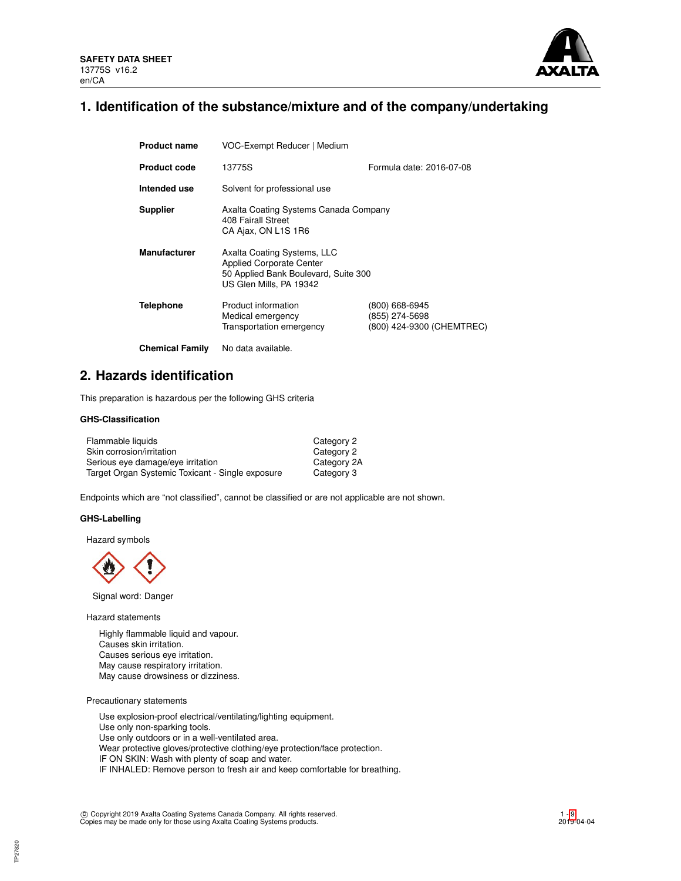**SAFETY DATA SHEET**
13775S v16.2
en/CA

# 1. Identification of the substance/mixture and of the company/undertaking

| | | |
|---|---|---|
| **Product name** | VOC-Exempt Reducer \| Medium | |
| **Product code** | 13775S | Formula date: 2016-07-08 |
| **Intended use** | Solvent for professional use | |
| **Supplier** | Axalta Coating Systems Canada Company<br>408 Fairall Street<br>CA Ajax, ON L1S 1R6 | |
| **Manufacturer** | Axalta Coating Systems, LLC<br>Applied Corporate Center<br>50 Applied Bank Boulevard, Suite 300<br>US Glen Mills, PA 19342 | |
| **Telephone** | Product information<br>Medical emergency<br>Transportation emergency | (800) 668-6945<br>(855) 274-5698<br>(800) 424-9300 (CHEMTREC) |
| **Chemical Family** | No data available. | |

# 2. Hazards identification

This preparation is hazardous per the following GHS criteria

### GHS-Classification

| | |
|---|---|
| Flammable liquids | Category 2 |
| Skin corrosion/irritation | Category 2 |
| Serious eye damage/eye irritation | Category 2A |
| Target Organ Systemic Toxicant - Single exposure | Category 3 |

Endpoints which are "not classified", cannot be classified or are not applicable are not shown.

### GHS-Labelling

Hazard symbols

Signal word: Danger

Hazard statements

Highly flammable liquid and vapour.
Causes skin irritation.
Causes serious eye irritation.
May cause respiratory irritation.
May cause drowsiness or dizziness.

Precautionary statements

Use explosion-proof electrical/ventilating/lighting equipment.
Use only non-sparking tools.
Use only outdoors or in a well-ventilated area.
Wear protective gloves/protective clothing/eye protection/face protection.
IF ON SKIN: Wash with plenty of soap and water.
IF INHALED: Remove person to fresh air and keep comfortable for breathing.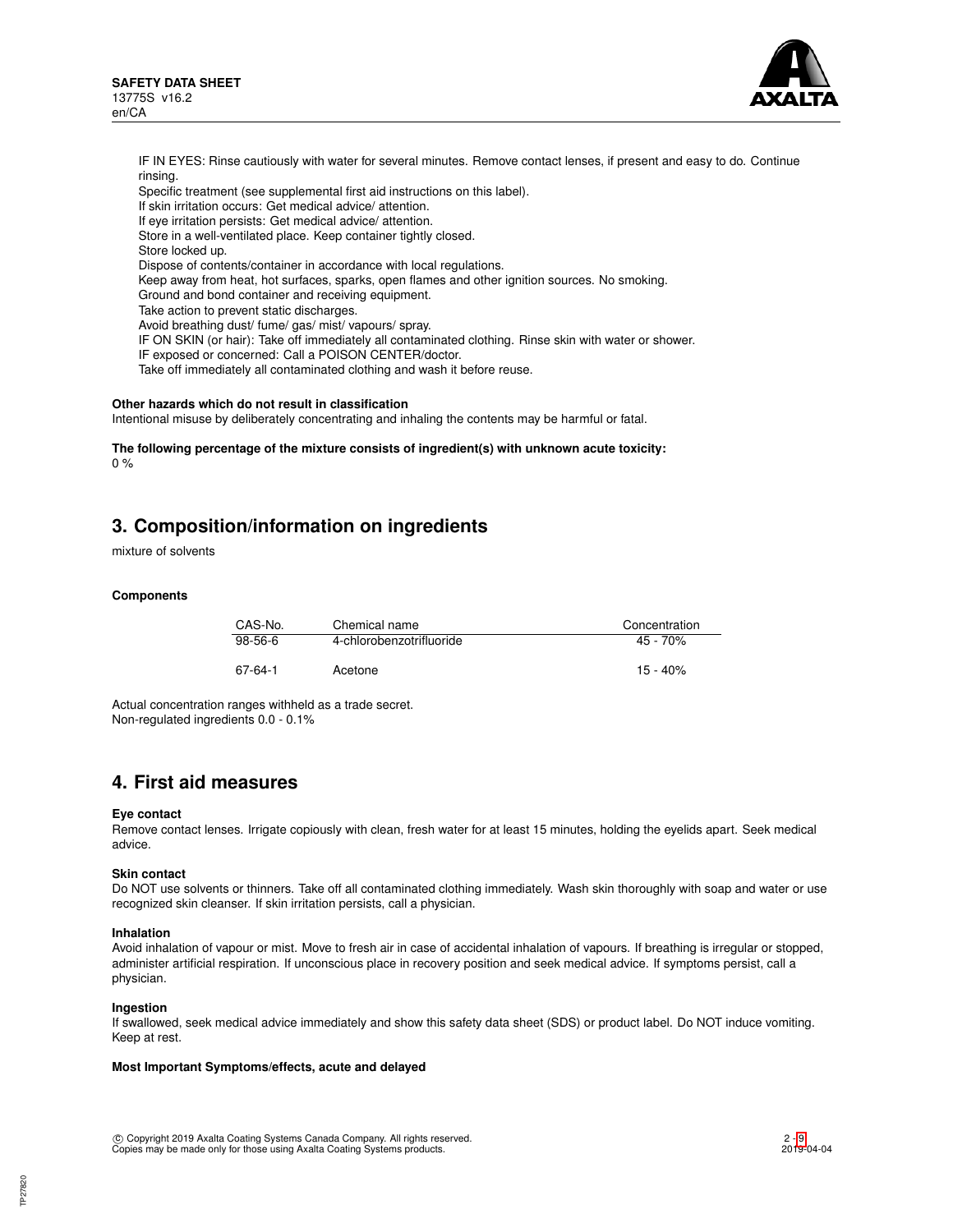IF IN EYES: Rinse cautiously with water for several minutes. Remove contact lenses, if present and easy to do. Continue rinsing.
Specific treatment (see supplemental first aid instructions on this label).
If skin irritation occurs: Get medical advice/ attention.
If eye irritation persists: Get medical advice/ attention.
Store in a well-ventilated place. Keep container tightly closed.
Store locked up.
Dispose of contents/container in accordance with local regulations.
Keep away from heat, hot surfaces, sparks, open flames and other ignition sources. No smoking.
Ground and bond container and receiving equipment.
Take action to prevent static discharges.
Avoid breathing dust/ fume/ gas/ mist/ vapours/ spray.
IF ON SKIN (or hair): Take off immediately all contaminated clothing. Rinse skin with water or shower.
IF exposed or concerned: Call a POISON CENTER/doctor.
Take off immediately all contaminated clothing and wash it before reuse.

**Other hazards which do not result in classification**

Intentional misuse by deliberately concentrating and inhaling the contents may be harmful or fatal.

**The following percentage of the mixture consists of ingredient(s) with unknown acute toxicity:**

0 %

## 3. Composition/information on ingredients

mixture of solvents

**Components**

| CAS-No. | Chemical name | Concentration |
|---|---|---|
| 98-56-6 | 4-chlorobenzotrifluoride | 45 - 70% |
| 67-64-1 | Acetone | 15 - 40% |

Actual concentration ranges withheld as a trade secret.
Non-regulated ingredients 0.0 - 0.1%

## 4. First aid measures

**Eye contact**

Remove contact lenses. Irrigate copiously with clean, fresh water for at least 15 minutes, holding the eyelids apart. Seek medical advice.

**Skin contact**

Do NOT use solvents or thinners. Take off all contaminated clothing immediately. Wash skin thoroughly with soap and water or use recognized skin cleanser. If skin irritation persists, call a physician.

**Inhalation**

Avoid inhalation of vapour or mist. Move to fresh air in case of accidental inhalation of vapours. If breathing is irregular or stopped, administer artificial respiration. If unconscious place in recovery position and seek medical advice. If symptoms persist, call a physician.

**Ingestion**

If swallowed, seek medical advice immediately and show this safety data sheet (SDS) or product label. Do NOT induce vomiting. Keep at rest.

**Most Important Symptoms/effects, acute and delayed**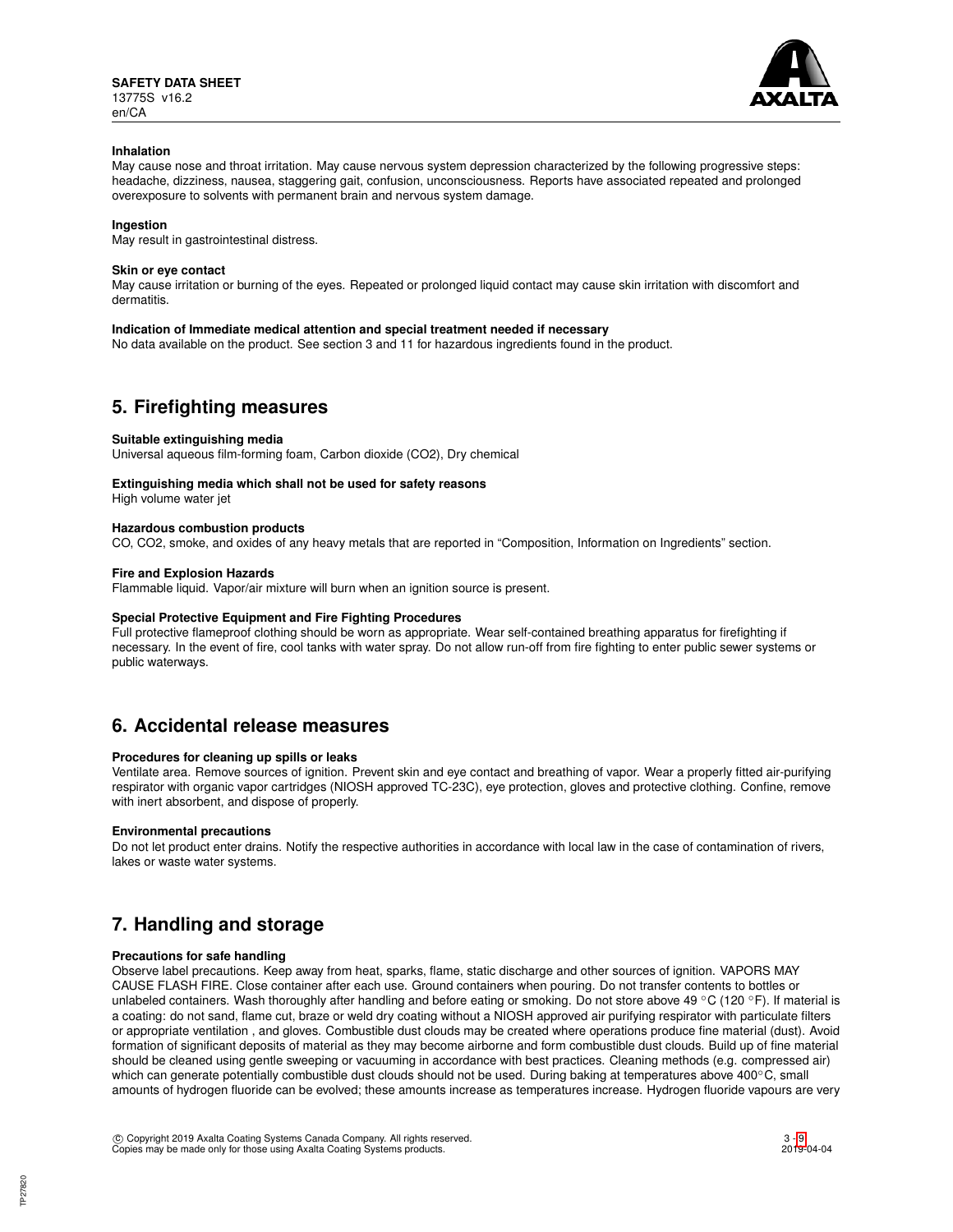**Inhalation**

May cause nose and throat irritation. May cause nervous system depression characterized by the following progressive steps: headache, dizziness, nausea, staggering gait, confusion, unconsciousness. Reports have associated repeated and prolonged overexposure to solvents with permanent brain and nervous system damage.

**Ingestion**

May result in gastrointestinal distress.

**Skin or eye contact**

May cause irritation or burning of the eyes. Repeated or prolonged liquid contact may cause skin irritation with discomfort and dermatitis.

**Indication of Immediate medical attention and special treatment needed if necessary**

No data available on the product. See section 3 and 11 for hazardous ingredients found in the product.

## 5. Firefighting measures

**Suitable extinguishing media**

Universal aqueous film-forming foam, Carbon dioxide ($CO_2$), Dry chemical

**Extinguishing media which shall not be used for safety reasons**

High volume water jet

**Hazardous combustion products**

CO, $CO_2$, smoke, and oxides of any heavy metals that are reported in "Composition, Information on Ingredients" section.

**Fire and Explosion Hazards**

Flammable liquid. Vapor/air mixture will burn when an ignition source is present.

**Special Protective Equipment and Fire Fighting Procedures**

Full protective flameproof clothing should be worn as appropriate. Wear self-contained breathing apparatus for firefighting if necessary. In the event of fire, cool tanks with water spray. Do not allow run-off from fire fighting to enter public sewer systems or public waterways.

## 6. Accidental release measures

**Procedures for cleaning up spills or leaks**

Ventilate area. Remove sources of ignition. Prevent skin and eye contact and breathing of vapor. Wear a properly fitted air-purifying respirator with organic vapor cartridges (NIOSH approved TC-23C), eye protection, gloves and protective clothing. Confine, remove with inert absorbent, and dispose of properly.

**Environmental precautions**

Do not let product enter drains. Notify the respective authorities in accordance with local law in the case of contamination of rivers, lakes or waste water systems.

## 7. Handling and storage

**Precautions for safe handling**

Observe label precautions. Keep away from heat, sparks, flame, static discharge and other sources of ignition. VAPORS MAY CAUSE FLASH FIRE. Close container after each use. Ground containers when pouring. Do not transfer contents to bottles or unlabeled containers. Wash thoroughly after handling and before eating or smoking. Do not store above 49 °C (120 °F). If material is a coating: do not sand, flame cut, braze or weld dry coating without a NIOSH approved air purifying respirator with particulate filters or appropriate ventilation , and gloves. Combustible dust clouds may be created where operations produce fine material (dust). Avoid formation of significant deposits of material as they may become airborne and form combustible dust clouds. Build up of fine material should be cleaned using gentle sweeping or vacuuming in accordance with best practices. Cleaning methods (e.g. compressed air) which can generate potentially combustible dust clouds should not be used. During baking at temperatures above 400°C, small amounts of hydrogen fluoride can be evolved; these amounts increase as temperatures increase. Hydrogen fluoride vapours are very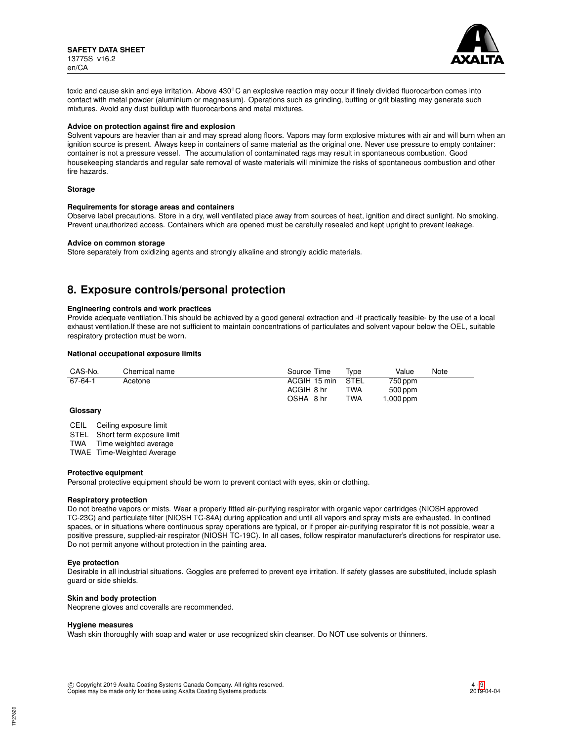toxic and cause skin and eye irritation. Above 430°C an explosive reaction may occur if finely divided fluorocarbon comes into contact with metal powder (aluminium or magnesium). Operations such as grinding, buffing or grit blasting may generate such mixtures. Avoid any dust buildup with fluorocarbons and metal mixtures.

**Advice on protection against fire and explosion**

Solvent vapours are heavier than air and may spread along floors. Vapors may form explosive mixtures with air and will burn when an ignition source is present. Always keep in containers of same material as the original one. Never use pressure to empty container: container is not a pressure vessel. The accumulation of contaminated rags may result in spontaneous combustion. Good housekeeping standards and regular safe removal of waste materials will minimize the risks of spontaneous combustion and other fire hazards.

**Storage**

**Requirements for storage areas and containers**

Observe label precautions. Store in a dry, well ventilated place away from sources of heat, ignition and direct sunlight. No smoking. Prevent unauthorized access. Containers which are opened must be carefully resealed and kept upright to prevent leakage.

**Advice on common storage**

Store separately from oxidizing agents and strongly alkaline and strongly acidic materials.

## 8. Exposure controls/personal protection

**Engineering controls and work practices**

Provide adequate ventilation.This should be achieved by a good general extraction and -if practically feasible- by the use of a local exhaust ventilation.If these are not sufficient to maintain concentrations of particulates and solvent vapour below the OEL, suitable respiratory protection must be worn.

**National occupational exposure limits**

| CAS-No. | Chemical name | Source | Time | Type | Value | Note |
|---|---|---|---|---|---|---|
| 67-64-1 | Acetone | ACGIH | 15 min | STEL | 750 ppm | |
| | | ACGIH | 8 hr | TWA | 500 ppm | |
| | | OSHA | 8 hr | TWA | 1,000 ppm | |

**Glossary**

CEIL Ceiling exposure limit
STEL Short term exposure limit
TWA Time weighted average
TWAE Time-Weighted Average

**Protective equipment**

Personal protective equipment should be worn to prevent contact with eyes, skin or clothing.

**Respiratory protection**

Do not breathe vapors or mists. Wear a properly fitted air-purifying respirator with organic vapor cartridges (NIOSH approved TC-23C) and particulate filter (NIOSH TC-84A) during application and until all vapors and spray mists are exhausted. In confined spaces, or in situations where continuous spray operations are typical, or if proper air-purifying respirator fit is not possible, wear a positive pressure, supplied-air respirator (NIOSH TC-19C). In all cases, follow respirator manufacturer's directions for respirator use. Do not permit anyone without protection in the painting area.

**Eye protection**

Desirable in all industrial situations. Goggles are preferred to prevent eye irritation. If safety glasses are substituted, include splash guard or side shields.

**Skin and body protection**

Neoprene gloves and coveralls are recommended.

**Hygiene measures**

Wash skin thoroughly with soap and water or use recognized skin cleanser. Do NOT use solvents or thinners.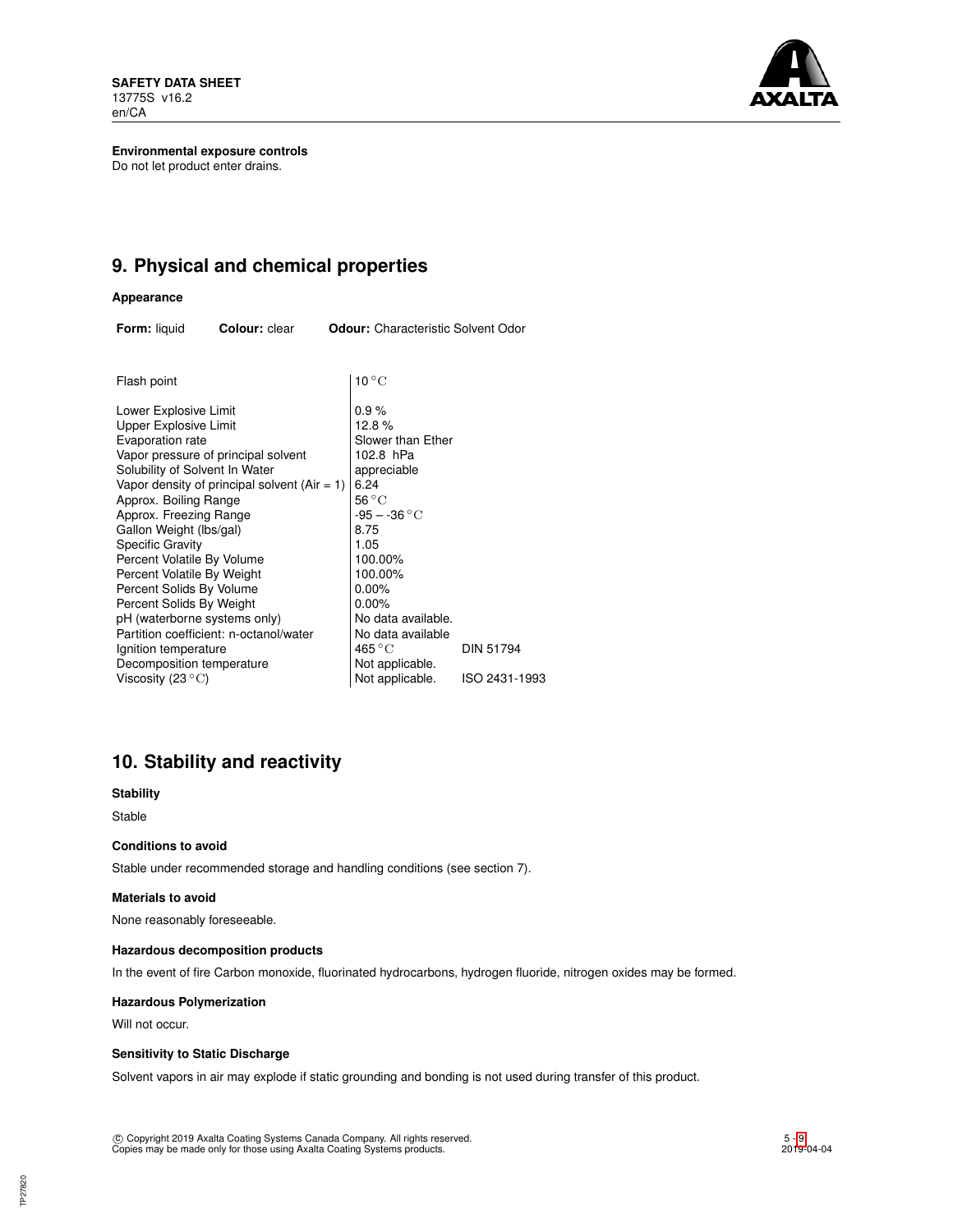**Environmental exposure controls**

Do not let product enter drains.

## 9. Physical and chemical properties

### Appearance

**Form:** liquid **Colour:** clear **Odour:** Characteristic Solvent Odor

| Property | Value | Method |
|---|---|---|
| Flash point | 10 °C | |
| Lower Explosive Limit | 0.9 % | |
| Upper Explosive Limit | 12.8 % | |
| Evaporation rate | Slower than Ether | |
| Vapor pressure of principal solvent | 102.8 hPa | |
| Solubility of Solvent In Water | appreciable | |
| Vapor density of principal solvent (Air = 1) | 6.24 | |
| Approx. Boiling Range | 56 °C | |
| Approx. Freezing Range | -95 – -36 °C | |
| Gallon Weight (lbs/gal) | 8.75 | |
| Specific Gravity | 1.05 | |
| Percent Volatile By Volume | 100.00% | |
| Percent Volatile By Weight | 100.00% | |
| Percent Solids By Volume | 0.00% | |
| Percent Solids By Weight | 0.00% | |
| pH (waterborne systems only) | No data available. | |
| Partition coefficient: n-octanol/water | No data available | |
| Ignition temperature | 465 °C | DIN 51794 |
| Decomposition temperature | Not applicable. | |
| Viscosity (23 °C) | Not applicable. | ISO 2431-1993 |

## 10. Stability and reactivity

### Stability

Stable

### Conditions to avoid

Stable under recommended storage and handling conditions (see section 7).

### Materials to avoid

None reasonably foreseeable.

### Hazardous decomposition products

In the event of fire Carbon monoxide, fluorinated hydrocarbons, hydrogen fluoride, nitrogen oxides may be formed.

### Hazardous Polymerization

Will not occur.

### Sensitivity to Static Discharge

Solvent vapors in air may explode if static grounding and bonding is not used during transfer of this product.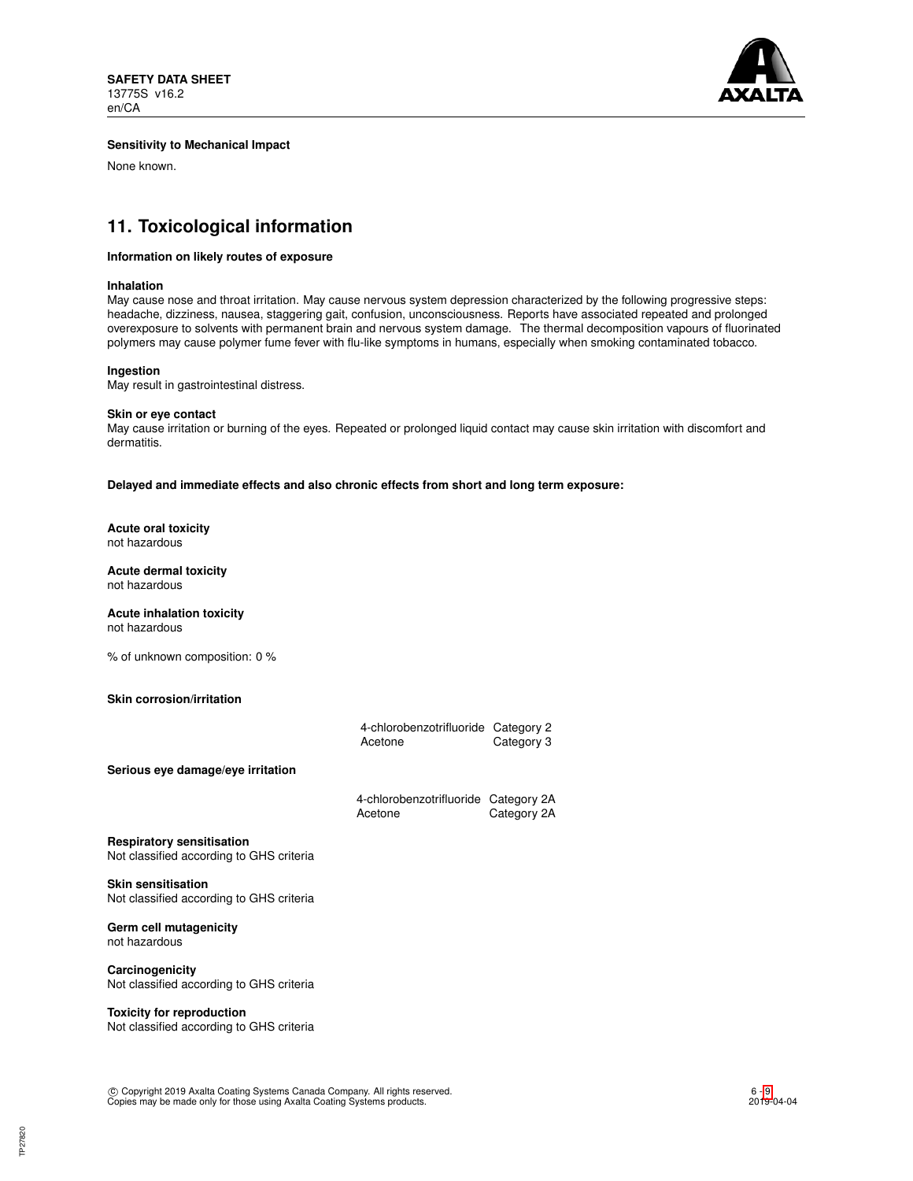**Sensitivity to Mechanical Impact**

None known.

## 11. Toxicological information

**Information on likely routes of exposure**

**Inhalation**
May cause nose and throat irritation. May cause nervous system depression characterized by the following progressive steps: headache, dizziness, nausea, staggering gait, confusion, unconsciousness. Reports have associated repeated and prolonged overexposure to solvents with permanent brain and nervous system damage. The thermal decomposition vapours of fluorinated polymers may cause polymer fume fever with flu-like symptoms in humans, especially when smoking contaminated tobacco.

**Ingestion**
May result in gastrointestinal distress.

**Skin or eye contact**
May cause irritation or burning of the eyes. Repeated or prolonged liquid contact may cause skin irritation with discomfort and dermatitis.

**Delayed and immediate effects and also chronic effects from short and long term exposure:**

**Acute oral toxicity**
not hazardous

**Acute dermal toxicity**
not hazardous

**Acute inhalation toxicity**
not hazardous

% of unknown composition: 0 %

**Skin corrosion/irritation**

| | |
|---|---|
| 4-chlorobenzotrifluoride | Category 2 |
| Acetone | Category 3 |

**Serious eye damage/eye irritation**

| | |
|---|---|
| 4-chlorobenzotrifluoride | Category 2A |
| Acetone | Category 2A |

**Respiratory sensitisation**
Not classified according to GHS criteria

**Skin sensitisation**
Not classified according to GHS criteria

**Germ cell mutagenicity**
not hazardous

**Carcinogenicity**
Not classified according to GHS criteria

**Toxicity for reproduction**
Not classified according to GHS criteria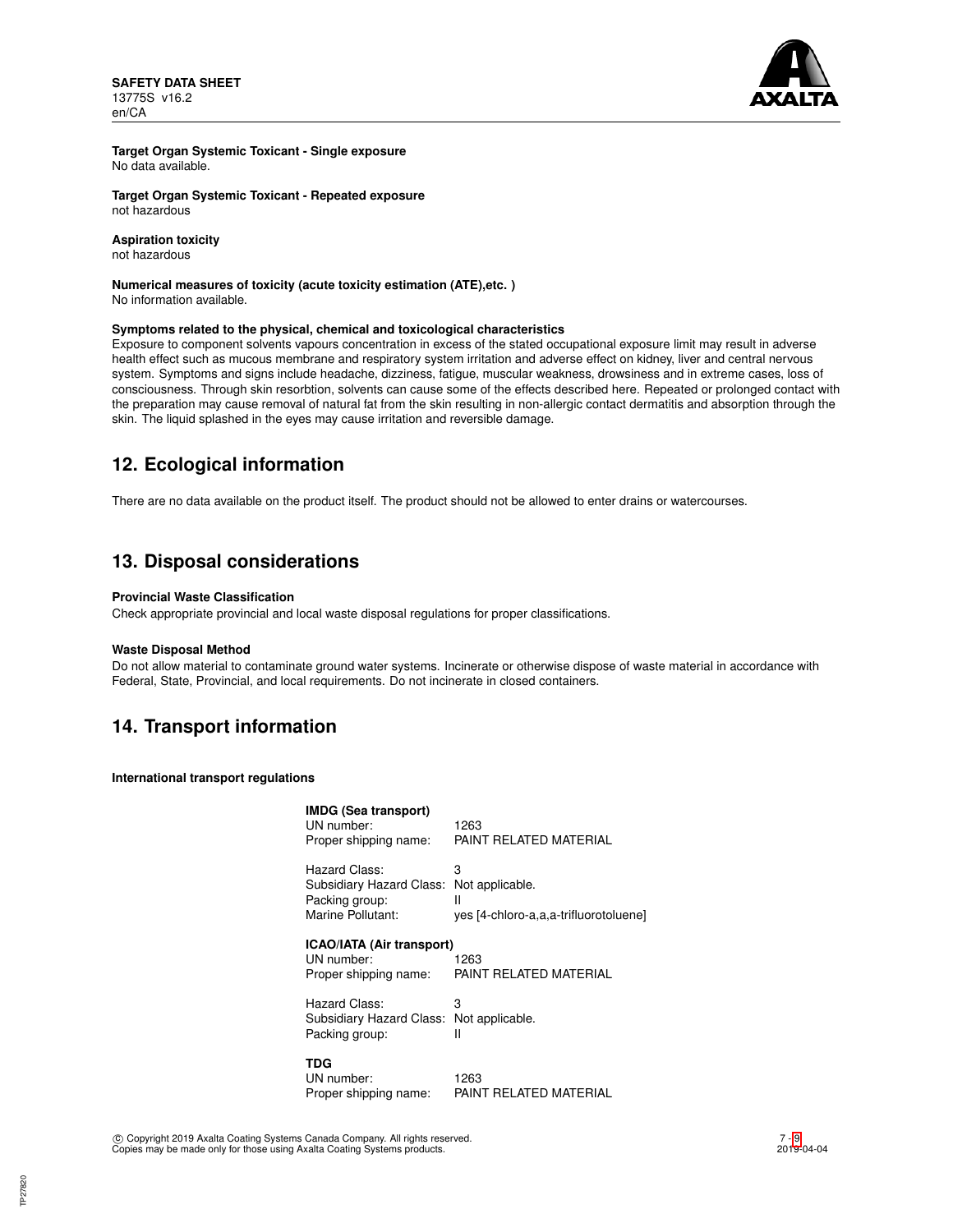**Target Organ Systemic Toxicant - Single exposure**
No data available.

**Target Organ Systemic Toxicant - Repeated exposure**
not hazardous

**Aspiration toxicity**
not hazardous

**Numerical measures of toxicity (acute toxicity estimation (ATE),etc. )**
No information available.

**Symptoms related to the physical, chemical and toxicological characteristics**
Exposure to component solvents vapours concentration in excess of the stated occupational exposure limit may result in adverse health effect such as mucous membrane and respiratory system irritation and adverse effect on kidney, liver and central nervous system. Symptoms and signs include headache, dizziness, fatigue, muscular weakness, drowsiness and in extreme cases, loss of consciousness. Through skin resorbtion, solvents can cause some of the effects described here. Repeated or prolonged contact with the preparation may cause removal of natural fat from the skin resulting in non-allergic contact dermatitis and absorption through the skin. The liquid splashed in the eyes may cause irritation and reversible damage.

## 12. Ecological information

There are no data available on the product itself. The product should not be allowed to enter drains or watercourses.

## 13. Disposal considerations

**Provincial Waste Classification**
Check appropriate provincial and local waste disposal regulations for proper classifications.

**Waste Disposal Method**
Do not allow material to contaminate ground water systems. Incinerate or otherwise dispose of waste material in accordance with Federal, State, Provincial, and local requirements. Do not incinerate in closed containers.

## 14. Transport information

**International transport regulations**

**IMDG (Sea transport)**

| | |
|---|---|
| UN number: | 1263 |
| Proper shipping name: | PAINT RELATED MATERIAL |
| Hazard Class: | 3 |
| Subsidiary Hazard Class: | Not applicable. |
| Packing group: | II |
| Marine Pollutant: | yes [4-chloro-a,a,a-trifluorotoluene] |

**ICAO/IATA (Air transport)**

| | |
|---|---|
| UN number: | 1263 |
| Proper shipping name: | PAINT RELATED MATERIAL |
| Hazard Class: | 3 |
| Subsidiary Hazard Class: | Not applicable. |
| Packing group: | II |

**TDG**

| | |
|---|---|
| UN number: | 1263 |
| Proper shipping name: | PAINT RELATED MATERIAL |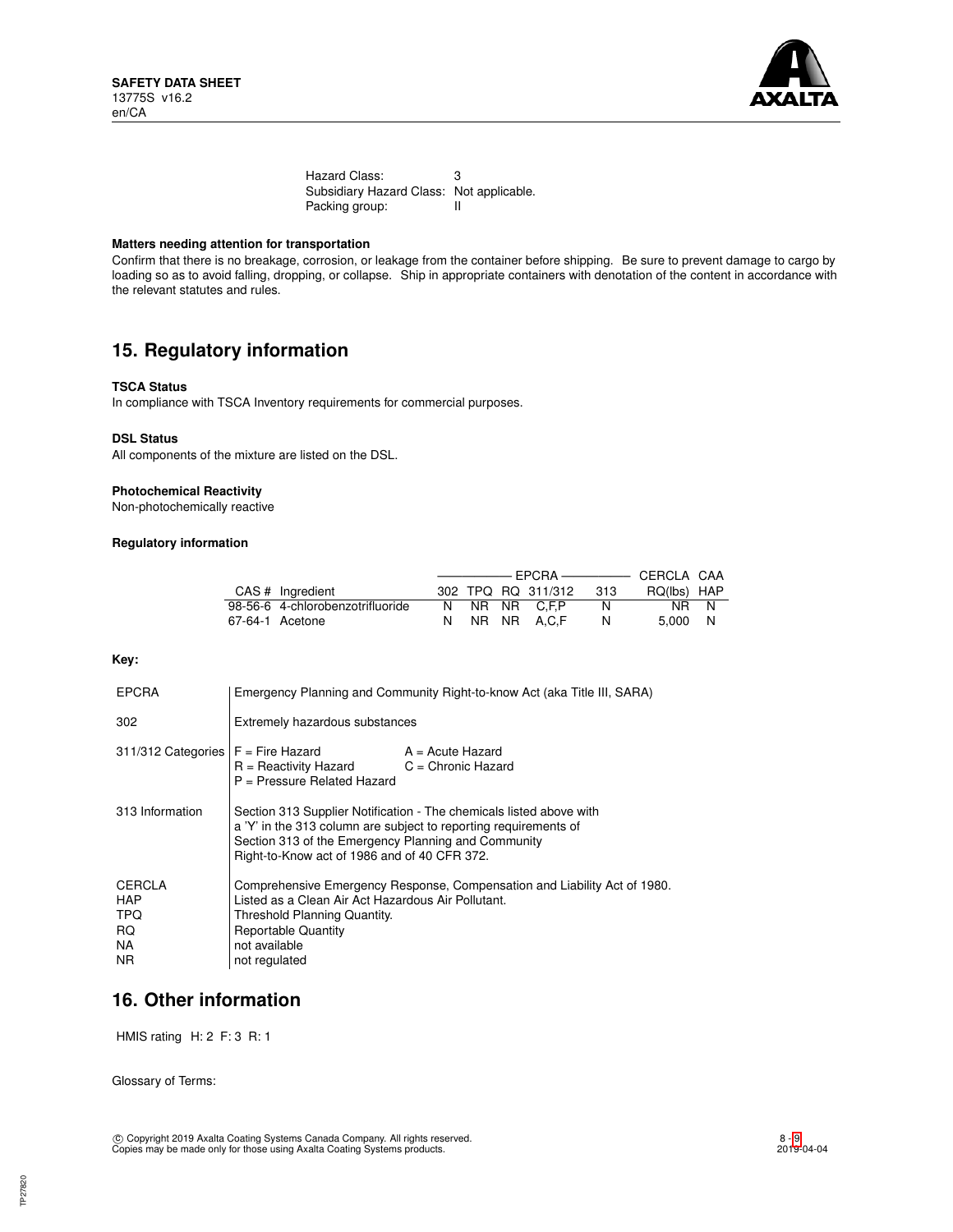Hazard Class: 3
Subsidiary Hazard Class: Not applicable.
Packing group: II

**Matters needing attention for transportation**

Confirm that there is no breakage, corrosion, or leakage from the container before shipping. Be sure to prevent damage to cargo by loading so as to avoid falling, dropping, or collapse. Ship in appropriate containers with denotation of the content in accordance with the relevant statutes and rules.

## 15. Regulatory information

**TSCA Status**

In compliance with TSCA Inventory requirements for commercial purposes.

**DSL Status**

All components of the mixture are listed on the DSL.

**Photochemical Reactivity**

Non-photochemically reactive

**Regulatory information**

| | | EPCRA | | | | | CERCLA | CAA |
|---|---|---|---|---|---|---|---|---|
| CAS # | Ingredient | 302 | TPQ | RQ | 311/312 | 313 | RQ(lbs) | HAP |
| 98-56-6 | 4-chlorobenzotrifluoride | N | NR | NR | C,F,P | N | NR | N |
| 67-64-1 | Acetone | N | NR | NR | A,C,F | N | 5,000 | N |

**Key:**

| | |
|---|---|
| EPCRA | Emergency Planning and Community Right-to-know Act (aka Title III, SARA) |
| 302 | Extremely hazardous substances |
| 311/312 Categories | F = Fire Hazard, A = Acute Hazard, R = Reactivity Hazard, C = Chronic Hazard, P = Pressure Related Hazard |
| 313 Information | Section 313 Supplier Notification - The chemicals listed above with a 'Y' in the 313 column are subject to reporting requirements of Section 313 of the Emergency Planning and Community Right-to-Know act of 1986 and of 40 CFR 372. |
| CERCLA | Comprehensive Emergency Response, Compensation and Liability Act of 1980. |
| HAP | Listed as a Clean Air Act Hazardous Air Pollutant. |
| TPQ | Threshold Planning Quantity. |
| RQ | Reportable Quantity |
| NA | not available |
| NR | not regulated |

## 16. Other information

HMIS rating H: 2 F: 3 R: 1

Glossary of Terms:

© Copyright 2019 Axalta Coating Systems Canada Company. All rights reserved.
Copies may be made only for those using Axalta Coating Systems products.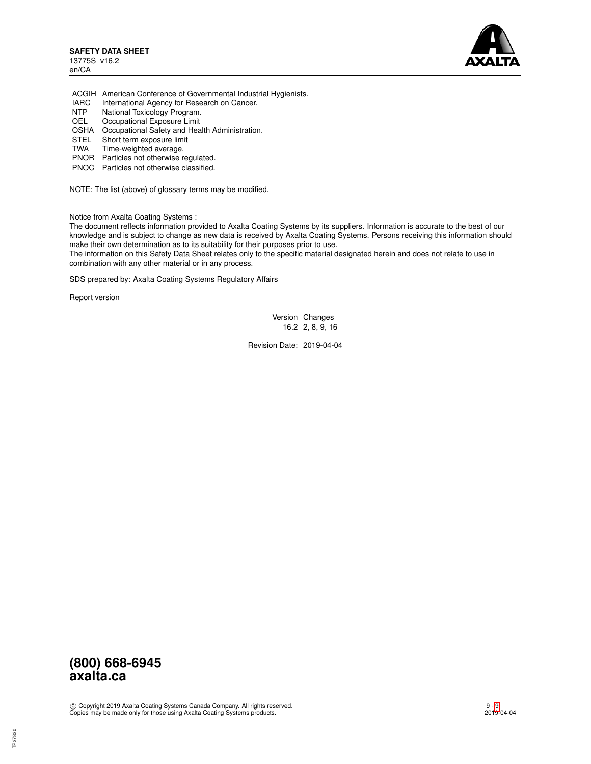| | |
|---|---|
| ACGIH | American Conference of Governmental Industrial Hygienists. |
| IARC | International Agency for Research on Cancer. |
| NTP | National Toxicology Program. |
| OEL | Occupational Exposure Limit |
| OSHA | Occupational Safety and Health Administration. |
| STEL | Short term exposure limit |
| TWA | Time-weighted average. |
| PNOR | Particles not otherwise regulated. |
| PNOC | Particles not otherwise classified. |

NOTE: The list (above) of glossary terms may be modified.

Notice from Axalta Coating Systems :
The document reflects information provided to Axalta Coating Systems by its suppliers. Information is accurate to the best of our knowledge and is subject to change as new data is received by Axalta Coating Systems. Persons receiving this information should make their own determination as to its suitability for their purposes prior to use.
The information on this Safety Data Sheet relates only to the specific material designated herein and does not relate to use in combination with any other material or in any process.

SDS prepared by: Axalta Coating Systems Regulatory Affairs

Report version

| Version | Changes |
|---|---|
| 16.2 | 2, 8, 9, 16 |

Revision Date: 2019-04-04

**(800) 668-6945**
**axalta.ca**

© Copyright 2019 Axalta Coating Systems Canada Company. All rights reserved.
Copies may be made only for those using Axalta Coating Systems products.